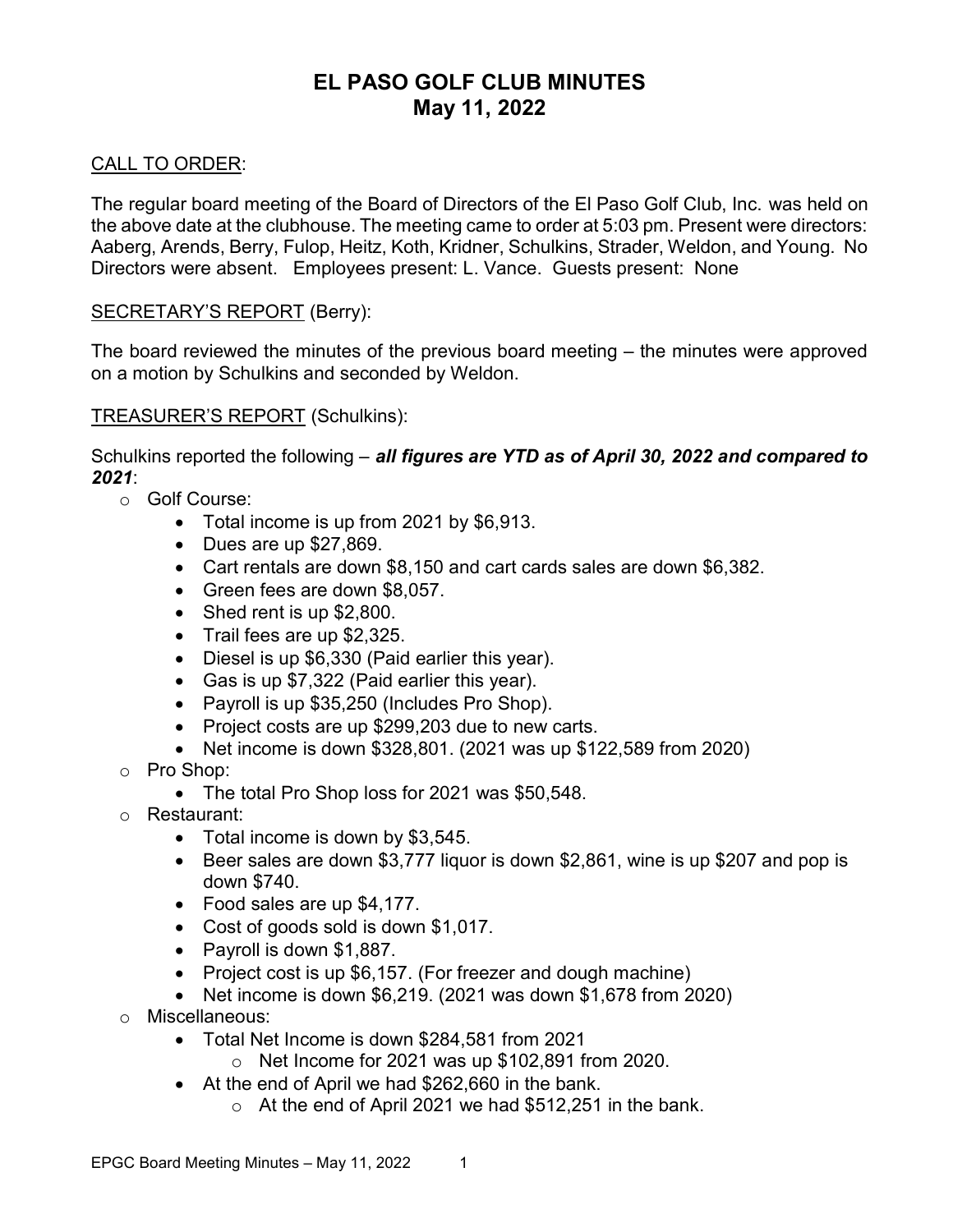# EL PASO GOLF CLUB MINUTES
## May 11, 2022

<u>CALL TO ORDER</u>:

The regular board meeting of the Board of Directors of the El Paso Golf Club, Inc. was held on the above date at the clubhouse. The meeting came to order at 5:03 pm. Present were directors: Aaberg, Arends, Berry, Fulop, Heitz, Koth, Kridner, Schulkins, Strader, Weldon, and Young. No Directors were absent. Employees present: L. Vance. Guests present: None

<u>SECRETARY'S REPORT</u> (Berry):

The board reviewed the minutes of the previous board meeting – the minutes were approved on a motion by Schulkins and seconded by Weldon.

<u>TREASURER'S REPORT</u> (Schulkins):

Schulkins reported the following – ***all figures are YTD as of April 30, 2022 and compared to 2021***:

- Golf Course:
  - Total income is up from 2021 by $6,913.
  - Dues are up $27,869.
  - Cart rentals are down $8,150 and cart cards sales are down $6,382.
  - Green fees are down $8,057.
  - Shed rent is up $2,800.
  - Trail fees are up $2,325.
  - Diesel is up $6,330 (Paid earlier this year).
  - Gas is up $7,322 (Paid earlier this year).
  - Payroll is up $35,250 (Includes Pro Shop).
  - Project costs are up $299,203 due to new carts.
  - Net income is down $328,801. (2021 was up $122,589 from 2020)
- Pro Shop:
  - The total Pro Shop loss for 2021 was $50,548.
- Restaurant:
  - Total income is down by $3,545.
  - Beer sales are down $3,777 liquor is down $2,861, wine is up $207 and pop is down $740.
  - Food sales are up $4,177.
  - Cost of goods sold is down $1,017.
  - Payroll is down $1,887.
  - Project cost is up $6,157. (For freezer and dough machine)
  - Net income is down $6,219. (2021 was down $1,678 from 2020)
- Miscellaneous:
  - Total Net Income is down $284,581 from 2021
    - Net Income for 2021 was up $102,891 from 2020.
  - At the end of April we had $262,660 in the bank.
    - At the end of April 2021 we had $512,251 in the bank.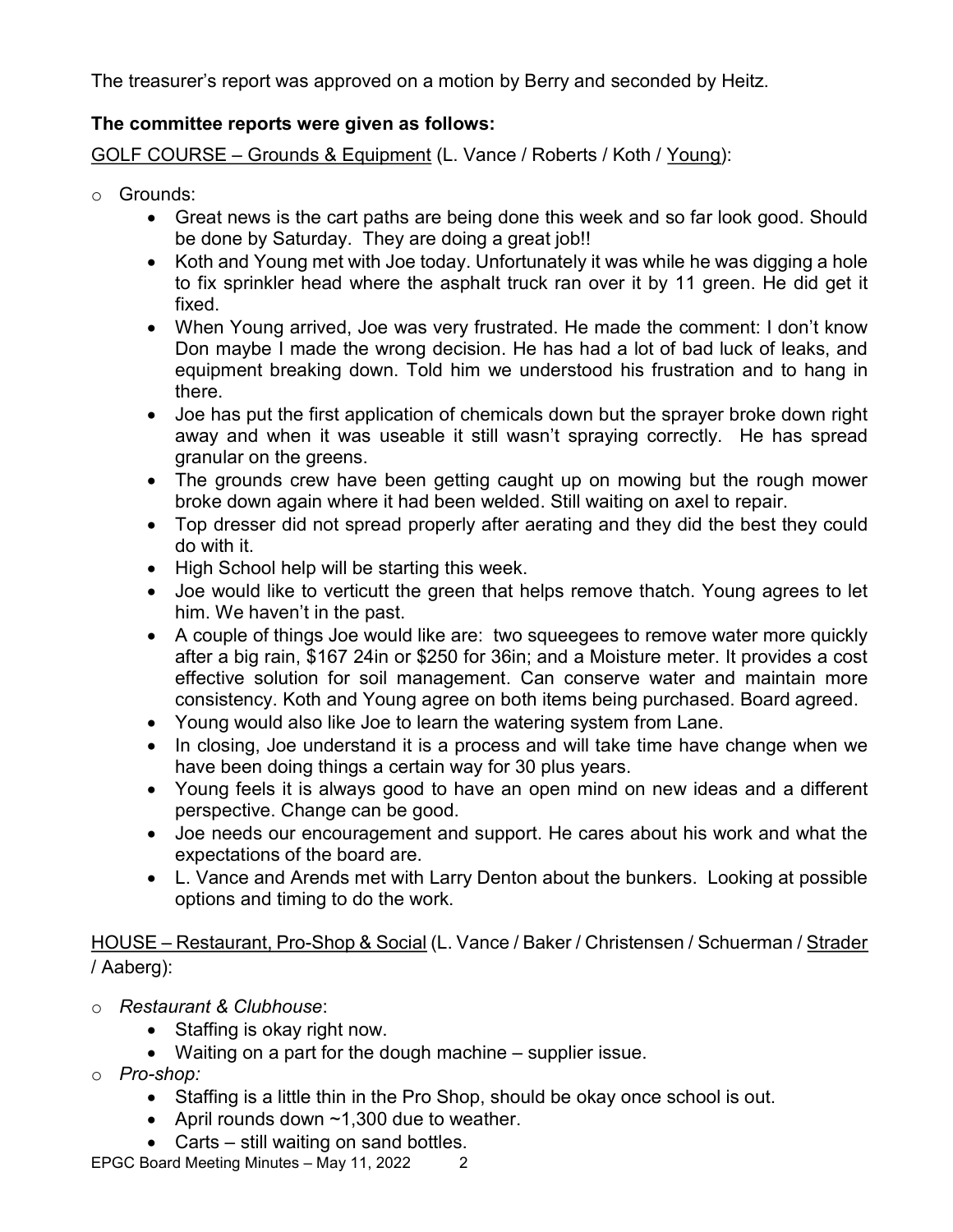The treasurer's report was approved on a motion by Berry and seconded by Heitz.

**The committee reports were given as follows:**

GOLF COURSE – Grounds & Equipment (L. Vance / Roberts / Koth / Young):

- Grounds:
  - Great news is the cart paths are being done this week and so far look good. Should be done by Saturday. They are doing a great job!!
  - Koth and Young met with Joe today. Unfortunately it was while he was digging a hole to fix sprinkler head where the asphalt truck ran over it by 11 green. He did get it fixed.
  - When Young arrived, Joe was very frustrated. He made the comment: I don't know Don maybe I made the wrong decision. He has had a lot of bad luck of leaks, and equipment breaking down. Told him we understood his frustration and to hang in there.
  - Joe has put the first application of chemicals down but the sprayer broke down right away and when it was useable it still wasn't spraying correctly. He has spread granular on the greens.
  - The grounds crew have been getting caught up on mowing but the rough mower broke down again where it had been welded. Still waiting on axel to repair.
  - Top dresser did not spread properly after aerating and they did the best they could do with it.
  - High School help will be starting this week.
  - Joe would like to verticutt the green that helps remove thatch. Young agrees to let him. We haven't in the past.
  - A couple of things Joe would like are: two squeegees to remove water more quickly after a big rain, $167 24in or $250 for 36in; and a Moisture meter. It provides a cost effective solution for soil management. Can conserve water and maintain more consistency. Koth and Young agree on both items being purchased. Board agreed.
  - Young would also like Joe to learn the watering system from Lane.
  - In closing, Joe understand it is a process and will take time have change when we have been doing things a certain way for 30 plus years.
  - Young feels it is always good to have an open mind on new ideas and a different perspective. Change can be good.
  - Joe needs our encouragement and support. He cares about his work and what the expectations of the board are.
  - L. Vance and Arends met with Larry Denton about the bunkers. Looking at possible options and timing to do the work.

HOUSE – Restaurant, Pro-Shop & Social (L. Vance / Baker / Christensen / Schuerman / Strader / Aaberg):

- *Restaurant & Clubhouse*:
  - Staffing is okay right now.
  - Waiting on a part for the dough machine – supplier issue.
- *Pro-shop:*
  - Staffing is a little thin in the Pro Shop, should be okay once school is out.
  - April rounds down ~1,300 due to weather.
  - Carts – still waiting on sand bottles.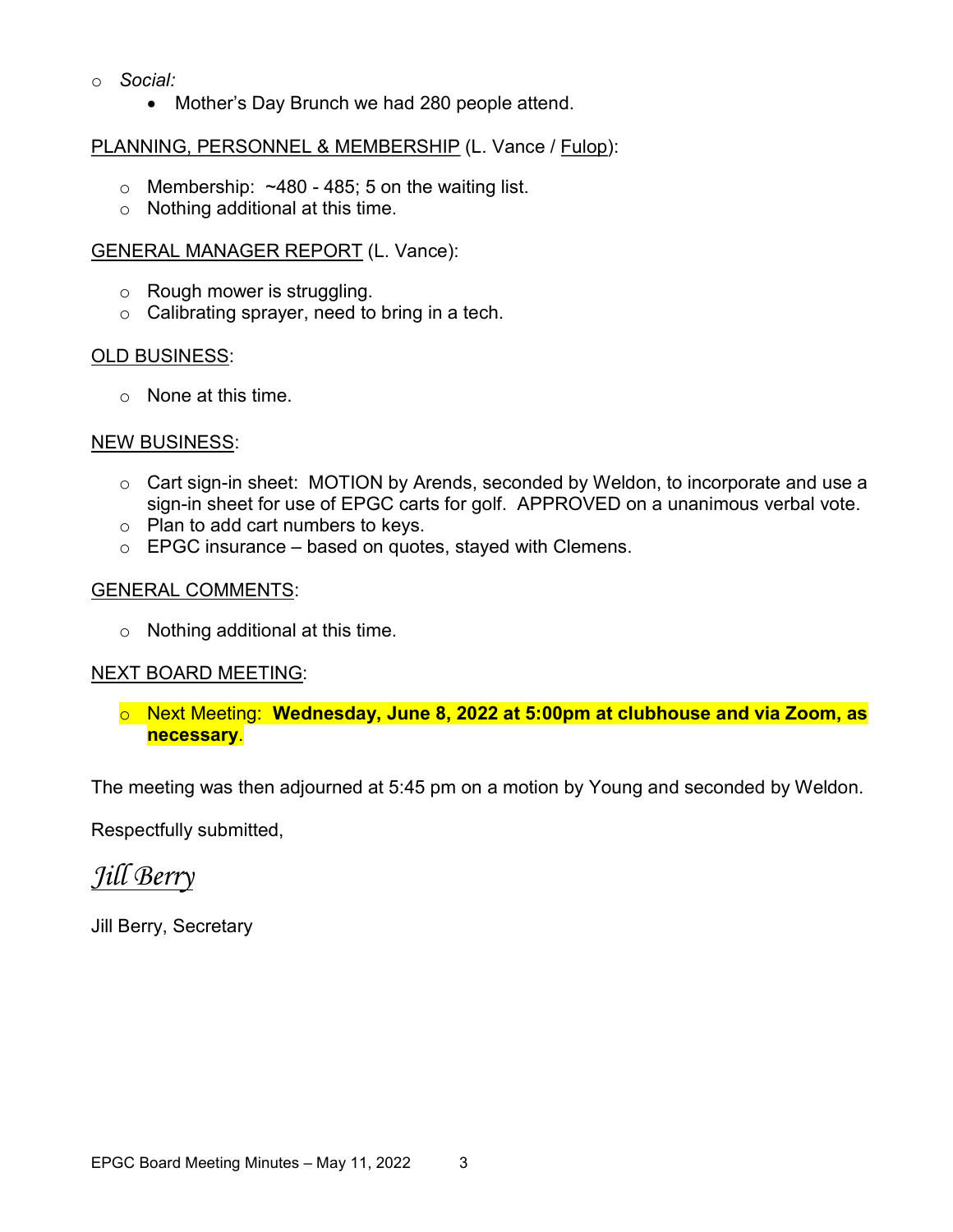- *Social:*
  - Mother's Day Brunch we had 280 people attend.

PLANNING, PERSONNEL & MEMBERSHIP (L. Vance / Fulop):

- Membership: ~480 - 485; 5 on the waiting list.
- Nothing additional at this time.

GENERAL MANAGER REPORT (L. Vance):

- Rough mower is struggling.
- Calibrating sprayer, need to bring in a tech.

OLD BUSINESS:

- None at this time.

NEW BUSINESS:

- Cart sign-in sheet: MOTION by Arends, seconded by Weldon, to incorporate and use a sign-in sheet for use of EPGC carts for golf. APPROVED on a unanimous verbal vote.
- Plan to add cart numbers to keys.
- EPGC insurance – based on quotes, stayed with Clemens.

GENERAL COMMENTS:

- Nothing additional at this time.

NEXT BOARD MEETING:

- Next Meeting: **Wednesday, June 8, 2022 at 5:00pm at clubhouse and via Zoom, as necessary**.

The meeting was then adjourned at 5:45 pm on a motion by Young and seconded by Weldon.

Respectfully submitted,

*Jill Berry*

Jill Berry, Secretary